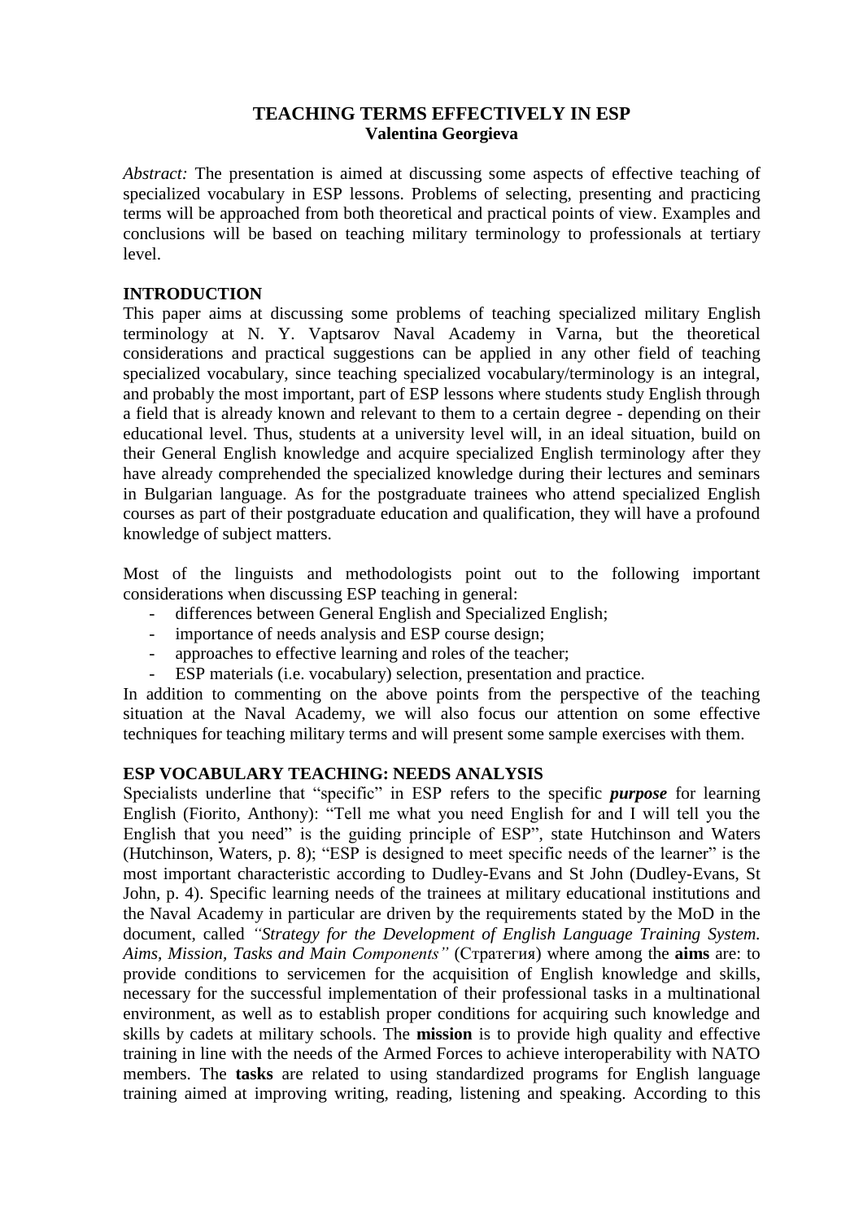# TEACHING TERMS EFFECTIVELY IN ESP

**Valentina Georgieva**

*Abstract:* The presentation is aimed at discussing some aspects of effective teaching of specialized vocabulary in ESP lessons. Problems of selecting, presenting and practicing terms will be approached from both theoretical and practical points of view. Examples and conclusions will be based on teaching military terminology to professionals at tertiary level.

## INTRODUCTION

This paper aims at discussing some problems of teaching specialized military English terminology at N. Y. Vaptsarov Naval Academy in Varna, but the theoretical considerations and practical suggestions can be applied in any other field of teaching specialized vocabulary, since teaching specialized vocabulary/terminology is an integral, and probably the most important, part of ESP lessons where students study English through a field that is already known and relevant to them to a certain degree - depending on their educational level. Thus, students at a university level will, in an ideal situation, build on their General English knowledge and acquire specialized English terminology after they have already comprehended the specialized knowledge during their lectures and seminars in Bulgarian language. As for the postgraduate trainees who attend specialized English courses as part of their postgraduate education and qualification, they will have a profound knowledge of subject matters.

Most of the linguists and methodologists point out to the following important considerations when discussing ESP teaching in general:

- differences between General English and Specialized English;
- importance of needs analysis and ESP course design;
- approaches to effective learning and roles of the teacher;
- ESP materials (i.e. vocabulary) selection, presentation and practice.

In addition to commenting on the above points from the perspective of the teaching situation at the Naval Academy, we will also focus our attention on some effective techniques for teaching military terms and will present some sample exercises with them.

## ESP VOCABULARY TEACHING: NEEDS ANALYSIS

Specialists underline that "specific" in ESP refers to the specific ***purpose*** for learning English (Fiorito, Anthony): "Tell me what you need English for and I will tell you the English that you need" is the guiding principle of ESP", state Hutchinson and Waters (Hutchinson, Waters, p. 8); "ESP is designed to meet specific needs of the learner" is the most important characteristic according to Dudley-Evans and St John (Dudley-Evans, St John, p. 4). Specific learning needs of the trainees at military educational institutions and the Naval Academy in particular are driven by the requirements stated by the MoD in the document, called *"Strategy for the Development of English Language Training System. Aims, Mission, Tasks and Main Components"* (Стратегия) where among the **aims** are: to provide conditions to servicemen for the acquisition of English knowledge and skills, necessary for the successful implementation of their professional tasks in a multinational environment, as well as to establish proper conditions for acquiring such knowledge and skills by cadets at military schools. The **mission** is to provide high quality and effective training in line with the needs of the Armed Forces to achieve interoperability with NATO members. The **tasks** are related to using standardized programs for English language training aimed at improving writing, reading, listening and speaking. According to this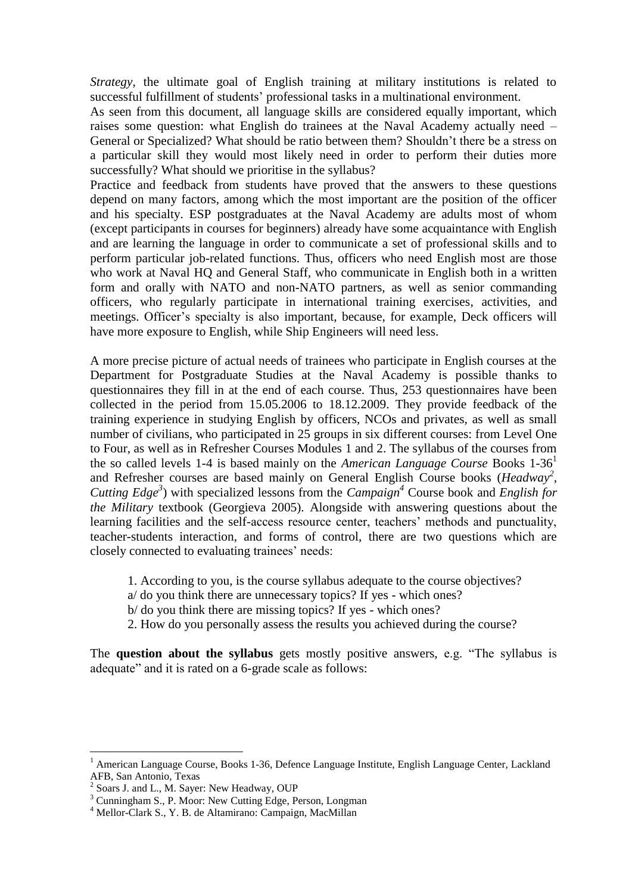*Strategy*, the ultimate goal of English training at military institutions is related to successful fulfillment of students' professional tasks in a multinational environment.

As seen from this document, all language skills are considered equally important, which raises some question: what English do trainees at the Naval Academy actually need – General or Specialized? What should be ratio between them? Shouldn't there be a stress on a particular skill they would most likely need in order to perform their duties more successfully? What should we prioritise in the syllabus?

Practice and feedback from students have proved that the answers to these questions depend on many factors, among which the most important are the position of the officer and his specialty. ESP postgraduates at the Naval Academy are adults most of whom (except participants in courses for beginners) already have some acquaintance with English and are learning the language in order to communicate a set of professional skills and to perform particular job-related functions. Thus, officers who need English most are those who work at Naval HQ and General Staff, who communicate in English both in a written form and orally with NATO and non-NATO partners, as well as senior commanding officers, who regularly participate in international training exercises, activities, and meetings. Officer's specialty is also important, because, for example, Deck officers will have more exposure to English, while Ship Engineers will need less.

A more precise picture of actual needs of trainees who participate in English courses at the Department for Postgraduate Studies at the Naval Academy is possible thanks to questionnaires they fill in at the end of each course. Thus, 253 questionnaires have been collected in the period from 15.05.2006 to 18.12.2009. They provide feedback of the training experience in studying English by officers, NCOs and privates, as well as small number of civilians, who participated in 25 groups in six different courses: from Level One to Four, as well as in Refresher Courses Modules 1 and 2. The syllabus of the courses from the so called levels 1-4 is based mainly on the *American Language Course* Books 1-36[1] and Refresher courses are based mainly on General English Course books (*Headway*[2], *Cutting Edge*[3]) with specialized lessons from the *Campaign*[4] Course book and *English for the Military* textbook (Georgieva 2005). Alongside with answering questions about the learning facilities and the self-access resource center, teachers' methods and punctuality, teacher-students interaction, and forms of control, there are two questions which are closely connected to evaluating trainees' needs:

1. According to you, is the course syllabus adequate to the course objectives?
   a/ do you think there are unnecessary topics? If yes - which ones?
   b/ do you think there are missing topics? If yes - which ones?
2. How do you personally assess the results you achieved during the course?

The **question about the syllabus** gets mostly positive answers, e.g. "The syllabus is adequate" and it is rated on a 6-grade scale as follows:

---

[1] American Language Course, Books 1-36, Defence Language Institute, English Language Center, Lackland AFB, San Antonio, Texas

[2] Soars J. and L., M. Sayer: New Headway, OUP

[3] Cunningham S., P. Moor: New Cutting Edge, Person, Longman

[4] Mellor-Clark S., Y. B. de Altamirano: Campaign, MacMillan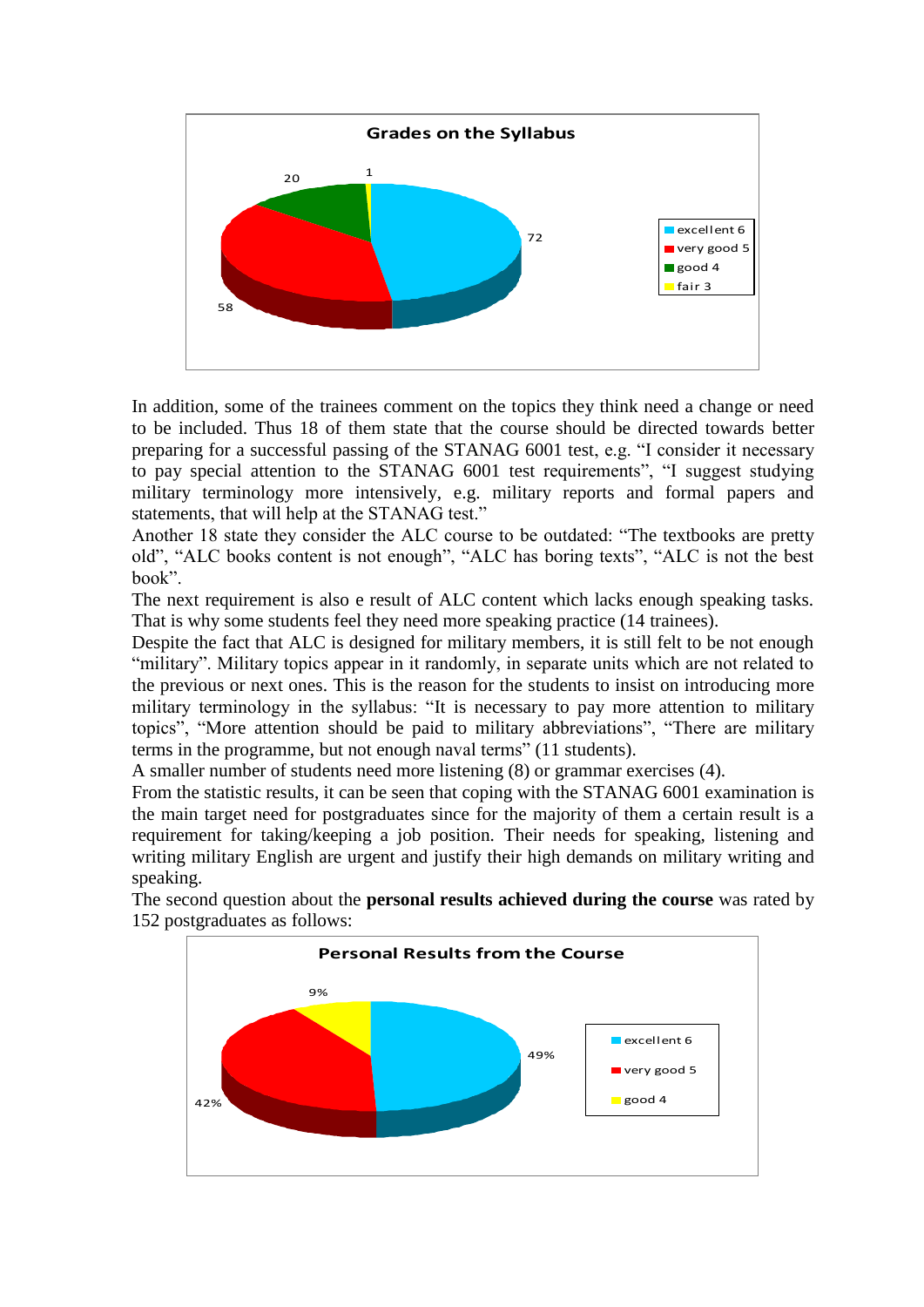**Grades on the Syllabus**

| Grade | Number |
|---|---|
| excellent 6 | 72 |
| very good 5 | 58 |
| good 4 | 20 |
| fair 3 | 1 |

In addition, some of the trainees comment on the topics they think need a change or need to be included. Thus 18 of them state that the course should be directed towards better preparing for a successful passing of the STANAG 6001 test, e.g. "I consider it necessary to pay special attention to the STANAG 6001 test requirements", "I suggest studying military terminology more intensively, e.g. military reports and formal papers and statements, that will help at the STANAG test."

Another 18 state they consider the ALC course to be outdated: "The textbooks are pretty old", "ALC books content is not enough", "ALC has boring texts", "ALC is not the best book".

The next requirement is also e result of ALC content which lacks enough speaking tasks. That is why some students feel they need more speaking practice (14 trainees).

Despite the fact that ALC is designed for military members, it is still felt to be not enough "military". Military topics appear in it randomly, in separate units which are not related to the previous or next ones. This is the reason for the students to insist on introducing more military terminology in the syllabus: "It is necessary to pay more attention to military topics", "More attention should be paid to military abbreviations", "There are military terms in the programme, but not enough naval terms" (11 students).

A smaller number of students need more listening (8) or grammar exercises (4).

From the statistic results, it can be seen that coping with the STANAG 6001 examination is the main target need for postgraduates since for the majority of them a certain result is a requirement for taking/keeping a job position. Their needs for speaking, listening and writing military English are urgent and justify their high demands on military writing and speaking.

The second question about the **personal results achieved during the course** was rated by 152 postgraduates as follows:

**Personal Results from the Course**

| Grade | Percentage |
|---|---|
| excellent 6 | 49% |
| very good 5 | 42% |
| good 4 | 9% |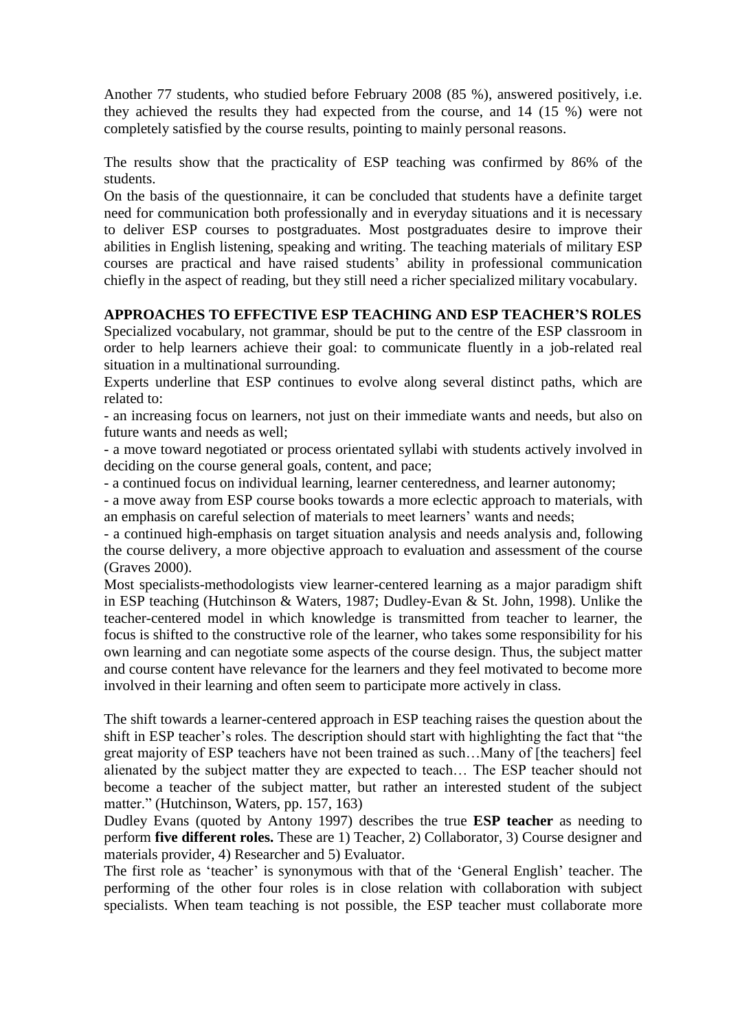Another 77 students, who studied before February 2008 (85 %), answered positively, i.e. they achieved the results they had expected from the course, and 14 (15 %) were not completely satisfied by the course results, pointing to mainly personal reasons.

The results show that the practicality of ESP teaching was confirmed by 86% of the students.

On the basis of the questionnaire, it can be concluded that students have a definite target need for communication both professionally and in everyday situations and it is necessary to deliver ESP courses to postgraduates. Most postgraduates desire to improve their abilities in English listening, speaking and writing. The teaching materials of military ESP courses are practical and have raised students' ability in professional communication chiefly in the aspect of reading, but they still need a richer specialized military vocabulary.

## APPROACHES TO EFFECTIVE ESP TEACHING AND ESP TEACHER'S ROLES

Specialized vocabulary, not grammar, should be put to the centre of the ESP classroom in order to help learners achieve their goal: to communicate fluently in a job-related real situation in a multinational surrounding.

Experts underline that ESP continues to evolve along several distinct paths, which are related to:

- an increasing focus on learners, not just on their immediate wants and needs, but also on future wants and needs as well;
- a move toward negotiated or process orientated syllabi with students actively involved in deciding on the course general goals, content, and pace;
- a continued focus on individual learning, learner centeredness, and learner autonomy;
- a move away from ESP course books towards a more eclectic approach to materials, with an emphasis on careful selection of materials to meet learners' wants and needs;
- a continued high-emphasis on target situation analysis and needs analysis and, following the course delivery, a more objective approach to evaluation and assessment of the course (Graves 2000).

Most specialists-methodologists view learner-centered learning as a major paradigm shift in ESP teaching (Hutchinson & Waters, 1987; Dudley-Evan & St. John, 1998). Unlike the teacher-centered model in which knowledge is transmitted from teacher to learner, the focus is shifted to the constructive role of the learner, who takes some responsibility for his own learning and can negotiate some aspects of the course design. Thus, the subject matter and course content have relevance for the learners and they feel motivated to become more involved in their learning and often seem to participate more actively in class.

The shift towards a learner-centered approach in ESP teaching raises the question about the shift in ESP teacher's roles. The description should start with highlighting the fact that "the great majority of ESP teachers have not been trained as such…Many of [the teachers] feel alienated by the subject matter they are expected to teach… The ESP teacher should not become a teacher of the subject matter, but rather an interested student of the subject matter." (Hutchinson, Waters, pp. 157, 163)

Dudley Evans (quoted by Antony 1997) describes the true **ESP teacher** as needing to perform **five different roles.** These are 1) Teacher, 2) Collaborator, 3) Course designer and materials provider, 4) Researcher and 5) Evaluator.

The first role as 'teacher' is synonymous with that of the 'General English' teacher. The performing of the other four roles is in close relation with collaboration with subject specialists. When team teaching is not possible, the ESP teacher must collaborate more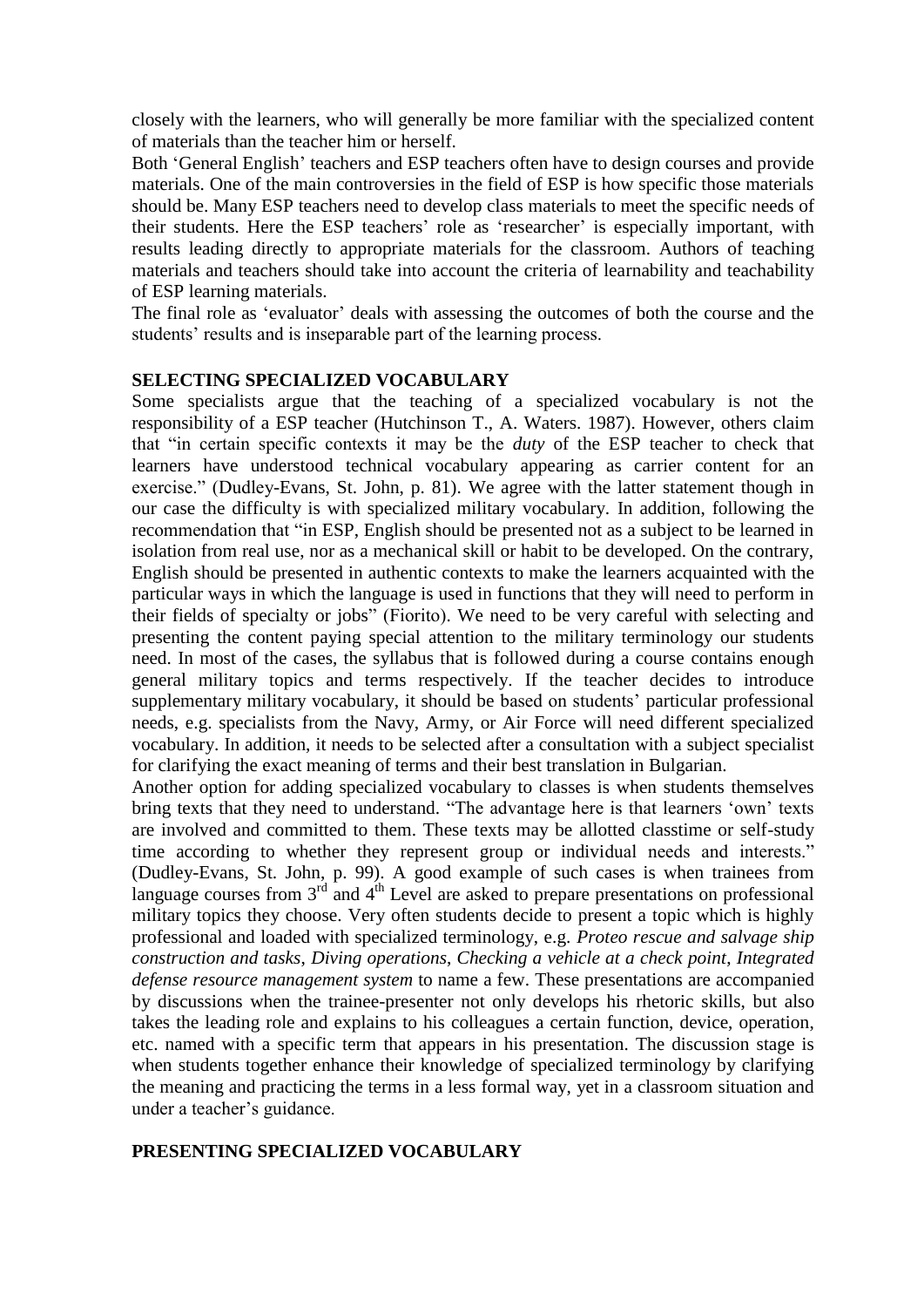closely with the learners, who will generally be more familiar with the specialized content of materials than the teacher him or herself.

Both 'General English' teachers and ESP teachers often have to design courses and provide materials. One of the main controversies in the field of ESP is how specific those materials should be. Many ESP teachers need to develop class materials to meet the specific needs of their students. Here the ESP teachers' role as 'researcher' is especially important, with results leading directly to appropriate materials for the classroom. Authors of teaching materials and teachers should take into account the criteria of learnability and teachability of ESP learning materials.

The final role as 'evaluator' deals with assessing the outcomes of both the course and the students' results and is inseparable part of the learning process.

## SELECTING SPECIALIZED VOCABULARY

Some specialists argue that the teaching of a specialized vocabulary is not the responsibility of a ESP teacher (Hutchinson T., A. Waters. 1987). However, others claim that "in certain specific contexts it may be the *duty* of the ESP teacher to check that learners have understood technical vocabulary appearing as carrier content for an exercise." (Dudley-Evans, St. John, p. 81). We agree with the latter statement though in our case the difficulty is with specialized military vocabulary. In addition, following the recommendation that "in ESP, English should be presented not as a subject to be learned in isolation from real use, nor as a mechanical skill or habit to be developed. On the contrary, English should be presented in authentic contexts to make the learners acquainted with the particular ways in which the language is used in functions that they will need to perform in their fields of specialty or jobs" (Fiorito). We need to be very careful with selecting and presenting the content paying special attention to the military terminology our students need. In most of the cases, the syllabus that is followed during a course contains enough general military topics and terms respectively. If the teacher decides to introduce supplementary military vocabulary, it should be based on students' particular professional needs, e.g. specialists from the Navy, Army, or Air Force will need different specialized vocabulary. In addition, it needs to be selected after a consultation with a subject specialist for clarifying the exact meaning of terms and their best translation in Bulgarian.

Another option for adding specialized vocabulary to classes is when students themselves bring texts that they need to understand. "The advantage here is that learners 'own' texts are involved and committed to them. These texts may be allotted classtime or self-study time according to whether they represent group or individual needs and interests." (Dudley-Evans, St. John, p. 99). A good example of such cases is when trainees from language courses from 3rd and 4th Level are asked to prepare presentations on professional military topics they choose. Very often students decide to present a topic which is highly professional and loaded with specialized terminology, e.g. *Proteo rescue and salvage ship construction and tasks*, *Diving operations*, *Checking a vehicle at a check point*, *Integrated defense resource management system* to name a few. These presentations are accompanied by discussions when the trainee-presenter not only develops his rhetoric skills, but also takes the leading role and explains to his colleagues a certain function, device, operation, etc. named with a specific term that appears in his presentation. The discussion stage is when students together enhance their knowledge of specialized terminology by clarifying the meaning and practicing the terms in a less formal way, yet in a classroom situation and under a teacher's guidance.

## PRESENTING SPECIALIZED VOCABULARY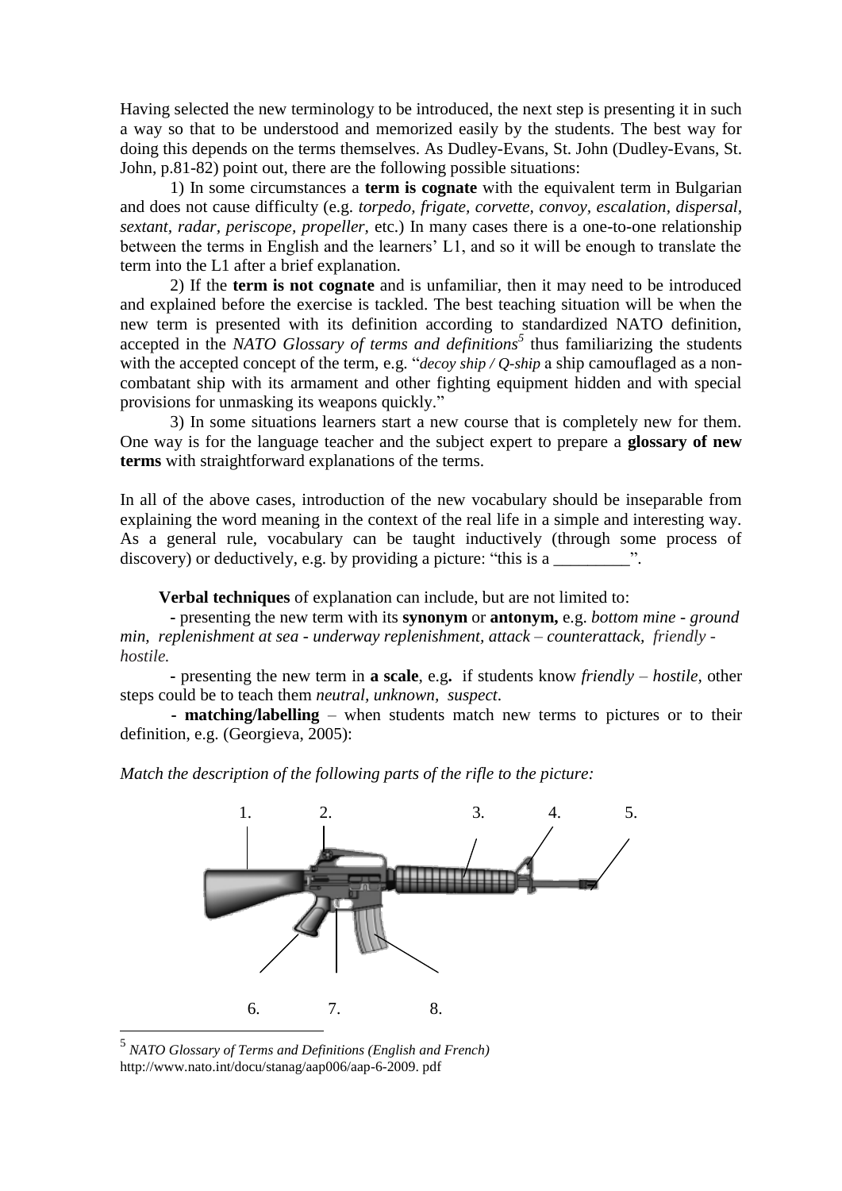Having selected the new terminology to be introduced, the next step is presenting it in such a way so that to be understood and memorized easily by the students. The best way for doing this depends on the terms themselves. As Dudley-Evans, St. John (Dudley-Evans, St. John, p.81-82) point out, there are the following possible situations:

1) In some circumstances a **term is cognate** with the equivalent term in Bulgarian and does not cause difficulty (e.g. *torpedo, frigate, corvette, convoy, escalation, dispersal, sextant, radar, periscope, propeller,* etc.) In many cases there is a one-to-one relationship between the terms in English and the learners' L1, and so it will be enough to translate the term into the L1 after a brief explanation.

2) If the **term is not cognate** and is unfamiliar, then it may need to be introduced and explained before the exercise is tackled. The best teaching situation will be when the new term is presented with its definition according to standardized NATO definition, accepted in the *NATO Glossary of terms and definitions*[5] thus familiarizing the students with the accepted concept of the term, e.g. "*decoy ship / Q-ship* a ship camouflaged as a non-combatant ship with its armament and other fighting equipment hidden and with special provisions for unmasking its weapons quickly."

3) In some situations learners start a new course that is completely new for them. One way is for the language teacher and the subject expert to prepare a **glossary of new terms** with straightforward explanations of the terms.

In all of the above cases, introduction of the new vocabulary should be inseparable from explaining the word meaning in the context of the real life in a simple and interesting way. As a general rule, vocabulary can be taught inductively (through some process of discovery) or deductively, e.g. by providing a picture: "this is a _________".

**Verbal techniques** of explanation can include, but are not limited to:

- presenting the new term with its **synonym** or **antonym,** e.g. *bottom mine - ground min, replenishment at sea - underway replenishment, attack – counterattack, friendly - hostile.*

- presenting the new term in **a scale**, e.g**.** if students know *friendly – hostile*, other steps could be to teach them *neutral, unknown, suspect*.

- **matching/labelling** – when students match new terms to pictures or to their definition, e.g. (Georgieva, 2005):

*Match the description of the following parts of the rifle to the picture:*

1. 2. 3. 4. 5.

6. 7. 8.

[5] *NATO Glossary of Terms and Definitions (English and French)* http://www.nato.int/docu/stanag/aap006/aap-6-2009. pdf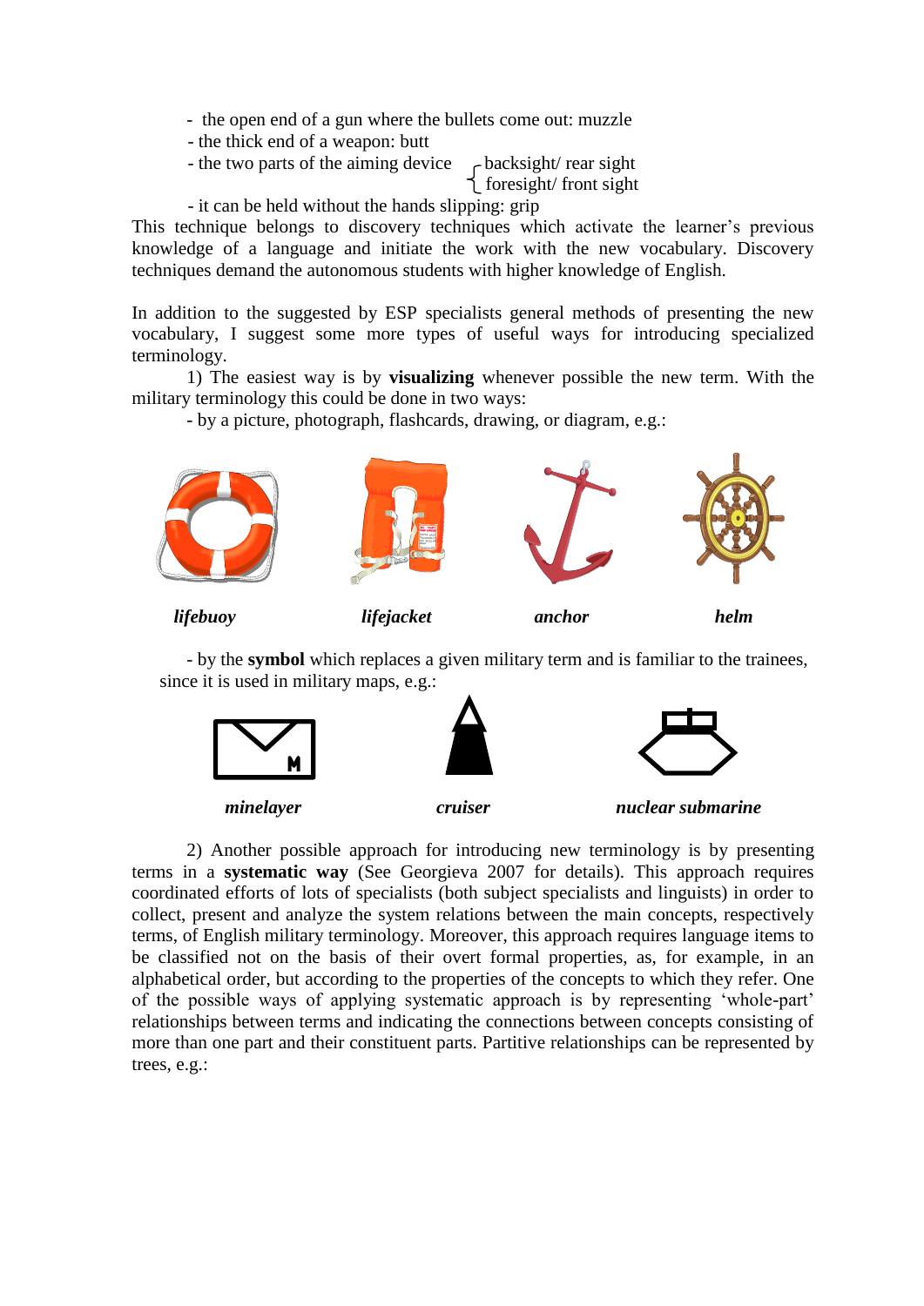- the open end of a gun where the bullets come out: muzzle
- the thick end of a weapon: butt
- the two parts of the aiming device { backsight/ rear sight; foresight/ front sight }
- it can be held without the hands slipping: grip

This technique belongs to discovery techniques which activate the learner's previous knowledge of a language and initiate the work with the new vocabulary. Discovery techniques demand the autonomous students with higher knowledge of English.

In addition to the suggested by ESP specialists general methods of presenting the new vocabulary, I suggest some more types of useful ways for introducing specialized terminology.

1) The easiest way is by **visualizing** whenever possible the new term. With the military terminology this could be done in two ways:

- by a picture, photograph, flashcards, drawing, or diagram, e.g.:

***lifebuoy*** ***lifejacket*** ***anchor*** ***helm***

- by the **symbol** which replaces a given military term and is familiar to the trainees, since it is used in military maps, e.g.:

***minelayer*** ***cruiser*** ***nuclear submarine***

2) Another possible approach for introducing new terminology is by presenting terms in a **systematic way** (See Georgieva 2007 for details). This approach requires coordinated efforts of lots of specialists (both subject specialists and linguists) in order to collect, present and analyze the system relations between the main concepts, respectively terms, of English military terminology. Moreover, this approach requires language items to be classified not on the basis of their overt formal properties, as, for example, in an alphabetical order, but according to the properties of the concepts to which they refer. One of the possible ways of applying systematic approach is by representing 'whole-part' relationships between terms and indicating the connections between concepts consisting of more than one part and their constituent parts. Partitive relationships can be represented by trees, e.g.: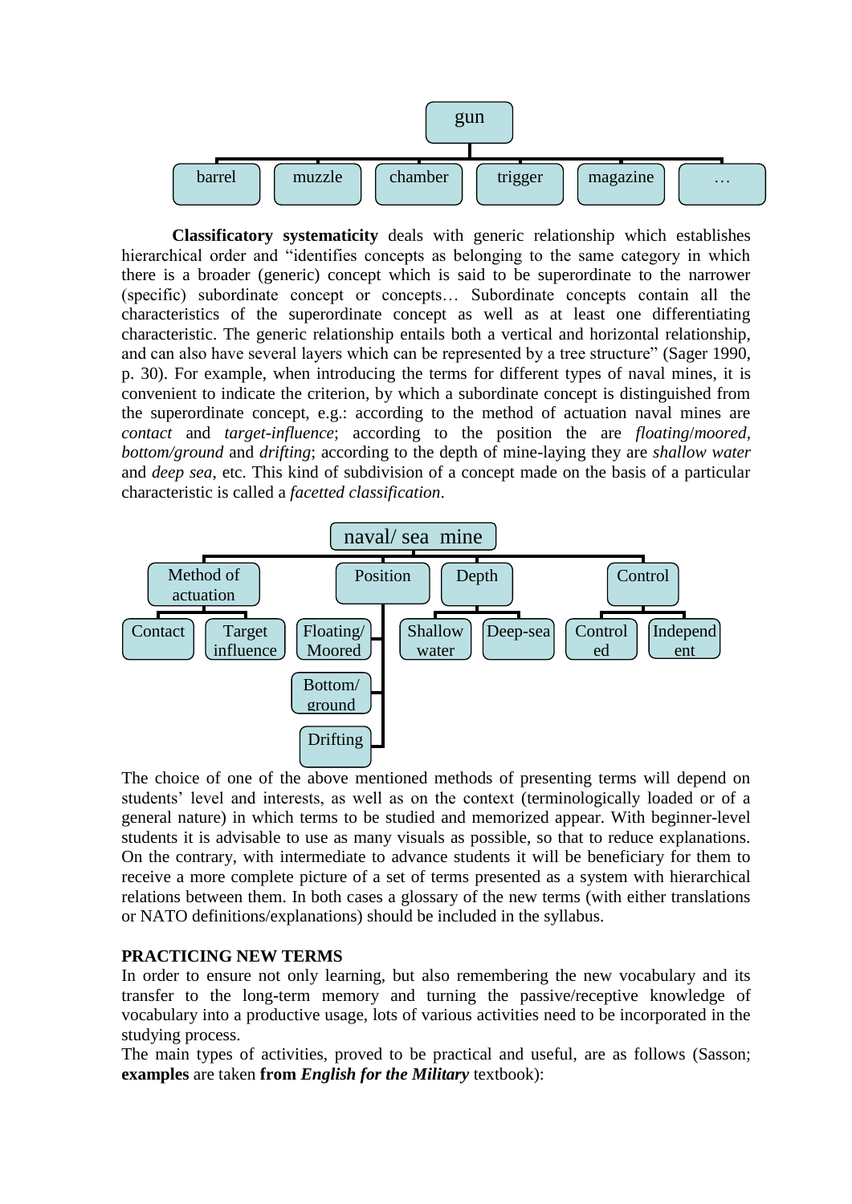gun

- barrel
- muzzle
- chamber
- trigger
- magazine
- …

**Classificatory systematicity** deals with generic relationship which establishes hierarchical order and "identifies concepts as belonging to the same category in which there is a broader (generic) concept which is said to be superordinate to the narrower (specific) subordinate concept or concepts… Subordinate concepts contain all the characteristics of the superordinate concept as well as at least one differentiating characteristic. The generic relationship entails both a vertical and horizontal relationship, and can also have several layers which can be represented by a tree structure" (Sager 1990, p. 30). For example, when introducing the terms for different types of naval mines, it is convenient to indicate the criterion, by which a subordinate concept is distinguished from the superordinate concept, e.g.: according to the method of actuation naval mines are *contact* and *target-influence*; according to the position the are *floating*/*moored*, *bottom/ground* and *drifting*; according to the depth of mine-laying they are *shallow water* and *deep sea*, etc. This kind of subdivision of a concept made on the basis of a particular characteristic is called a *facetted classification*.

naval/ sea mine

- Method of actuation
  - Contact
  - Target influence
- Position
  - Floating/ Moored
  - Bottom/ ground
  - Drifting
- Depth
  - Shallow water
  - Deep-sea
- Control
  - Controlled
  - Independent

The choice of one of the above mentioned methods of presenting terms will depend on students' level and interests, as well as on the context (terminologically loaded or of a general nature) in which terms to be studied and memorized appear. With beginner-level students it is advisable to use as many visuals as possible, so that to reduce explanations. On the contrary, with intermediate to advance students it will be beneficiary for them to receive a more complete picture of a set of terms presented as a system with hierarchical relations between them. In both cases a glossary of the new terms (with either translations or NATO definitions/explanations) should be included in the syllabus.

**PRACTICING NEW TERMS**

In order to ensure not only learning, but also remembering the new vocabulary and its transfer to the long-term memory and turning the passive/receptive knowledge of vocabulary into a productive usage, lots of various activities need to be incorporated in the studying process.

The main types of activities, proved to be practical and useful, are as follows (Sasson; **examples** are taken **from** ***English for the Military*** textbook):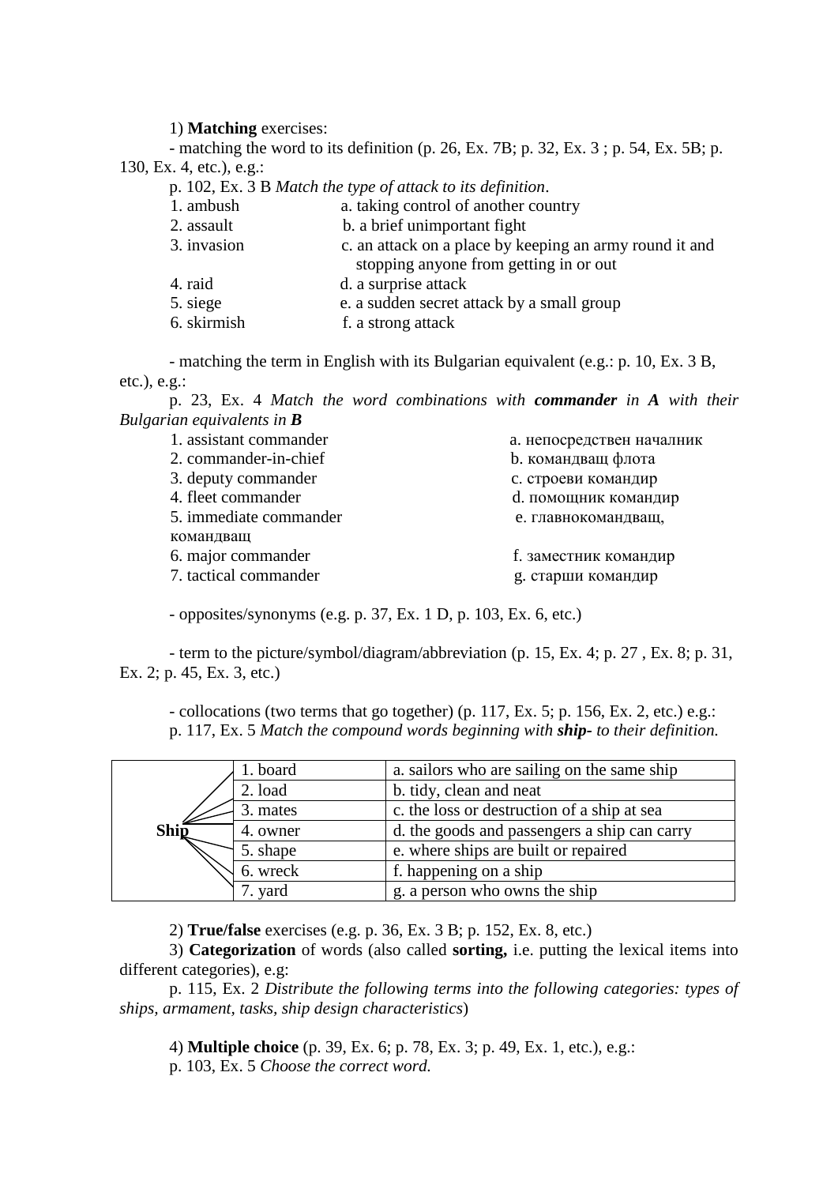1) **Matching** exercises:

- matching the word to its definition (p. 26, Ex. 7B; p. 32, Ex. 3 ; p. 54, Ex. 5B; p. 130, Ex. 4, etc.), e.g.:

p. 102, Ex. 3 B *Match the type of attack to its definition*.

| | |
|---|---|
| 1. ambush | a. taking control of another country |
| 2. assault | b. a brief unimportant fight |
| 3. invasion | c. an attack on a place by keeping an army round it and stopping anyone from getting in or out |
| 4. raid | d. a surprise attack |
| 5. siege | e. a sudden secret attack by a small group |
| 6. skirmish | f. a strong attack |

- matching the term in English with its Bulgarian equivalent (e.g.: p. 10, Ex. 3 B, etc.), e.g.:

p. 23, Ex. 4 *Match the word combinations with* ***commander*** *in* ***A*** *with their Bulgarian equivalents in* ***B***

| | |
|---|---|
| 1. assistant commander | a. непосредствен началник |
| 2. commander-in-chief | b. командващ флота |
| 3. deputy commander | c. строеви командир |
| 4. fleet commander | d. помощник командир |
| 5. immediate commander | e. главнокомандващ, командващ |
| 6. major commander | f. заместник командир |
| 7. tactical commander | g. старши командир |

- opposites/synonyms (e.g. p. 37, Ex. 1 D, p. 103, Ex. 6, etc.)

- term to the picture/symbol/diagram/abbreviation (p. 15, Ex. 4; p. 27 , Ex. 8; p. 31, Ex. 2; p. 45, Ex. 3, etc.)

- collocations (two terms that go together) (p. 117, Ex. 5; p. 156, Ex. 2, etc.) e.g.:

p. 117, Ex. 5 *Match the compound words beginning with* ***ship-*** *to their definition.*

| | | |
|---|---|---|
| **Ship** | 1. board | a. sailors who are sailing on the same ship |
| | 2. load | b. tidy, clean and neat |
| | 3. mates | c. the loss or destruction of a ship at sea |
| | 4. owner | d. the goods and passengers a ship can carry |
| | 5. shape | e. where ships are built or repaired |
| | 6. wreck | f. happening on a ship |
| | 7. yard | g. a person who owns the ship |

2) **True/false** exercises (e.g. p. 36, Ex. 3 B; p. 152, Ex. 8, etc.)

3) **Categorization** of words (also called **sorting,** i.e. putting the lexical items into different categories), e.g:

p. 115, Ex. 2 *Distribute the following terms into the following categories: types of ships, armament, tasks, ship design characteristics*)

4) **Multiple choice** (p. 39, Ex. 6; p. 78, Ex. 3; p. 49, Ex. 1, etc.), e.g.:

p. 103, Ex. 5 *Choose the correct word.*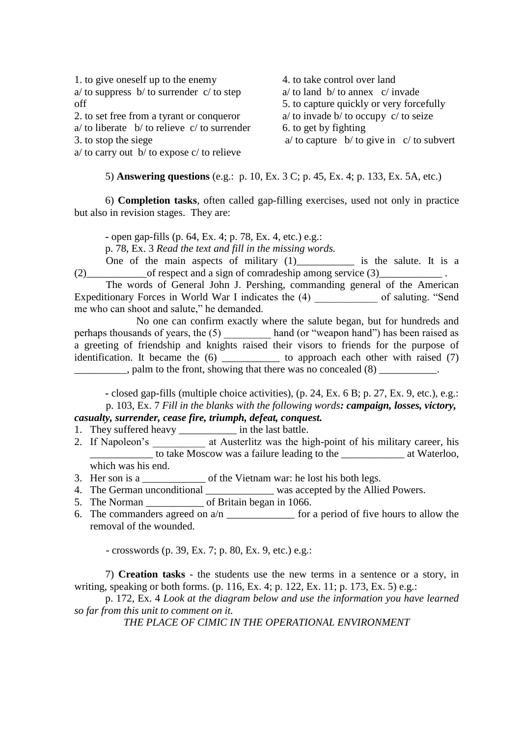1. to give oneself up to the enemy
a/ to suppress b/ to surrender c/ to step off
2. to set free from a tyrant or conqueror
a/ to liberate b/ to relieve c/ to surrender
3. to stop the siege
a/ to carry out b/ to expose c/ to relieve

4. to take control over land
a/ to land b/ to annex c/ invade
5. to capture quickly or very forcefully
a/ to invade b/ to occupy c/ to seize
6. to get by fighting
a/ to capture b/ to give in c/ to subvert

5) **Answering questions** (e.g.: p. 10, Ex. 3 C; p. 45, Ex. 4; p. 133, Ex. 5A, etc.)

6) **Completion tasks**, often called gap-filling exercises, used not only in practice but also in revision stages. They are:

- open gap-fills (p. 64, Ex. 4; p. 78, Ex. 4, etc.) e.g.:

p. 78, Ex. 3 *Read the text and fill in the missing words.*

One of the main aspects of military (1)___________ is the salute. It is a (2)___________of respect and a sign of comradeship among service (3)____________ .

The words of General John J. Pershing, commanding general of the American Expeditionary Forces in World War I indicates the (4) ____________ of saluting. "Send me who can shoot and salute," he demanded.

No one can confirm exactly where the salute began, but for hundreds and perhaps thousands of years, the (5) _________ hand (or "weapon hand") has been raised as a greeting of friendship and knights raised their visors to friends for the purpose of identification. It became the (6) ___________ to approach each other with raised (7) __________, palm to the front, showing that there was no concealed (8) ___________.

- closed gap-fills (multiple choice activities), (p. 24, Ex. 6 B; p. 27, Ex. 9, etc.), e.g.:

p. 103, Ex. 7 *Fill in the blanks with the following words**: campaign, losses, victory, casualty, surrender, cease fire, triumph, defeat, conquest.***

1. They suffered heavy ___________ in the last battle.
2. If Napoleon's __________ at Austerlitz was the high-point of his military career, his ____________ to take Moscow was a failure leading to the ____________ at Waterloo, which was his end.
3. Her son is a ____________ of the Vietnam war: he lost his both legs.
4. The German unconditional _____________ was accepted by the Allied Powers.
5. The Norman ___________ of Britain began in 1066.
6. The commanders agreed on a/n _____________ for a period of five hours to allow the removal of the wounded.

- crosswords (p. 39, Ex. 7; p. 80, Ex. 9, etc.) e.g.:

7) **Creation tasks** - the students use the new terms in a sentence or a story, in writing, speaking or both forms. (p. 116, Ex. 4; p. 122, Ex. 11; p. 173, Ex. 5) e.g.:

p. 172, Ex. 4 *Look at the diagram below and use the information you have learned so far from this unit to comment on it.*

*THE PLACE OF CIMIC IN THE OPERATIONAL ENVIRONMENT*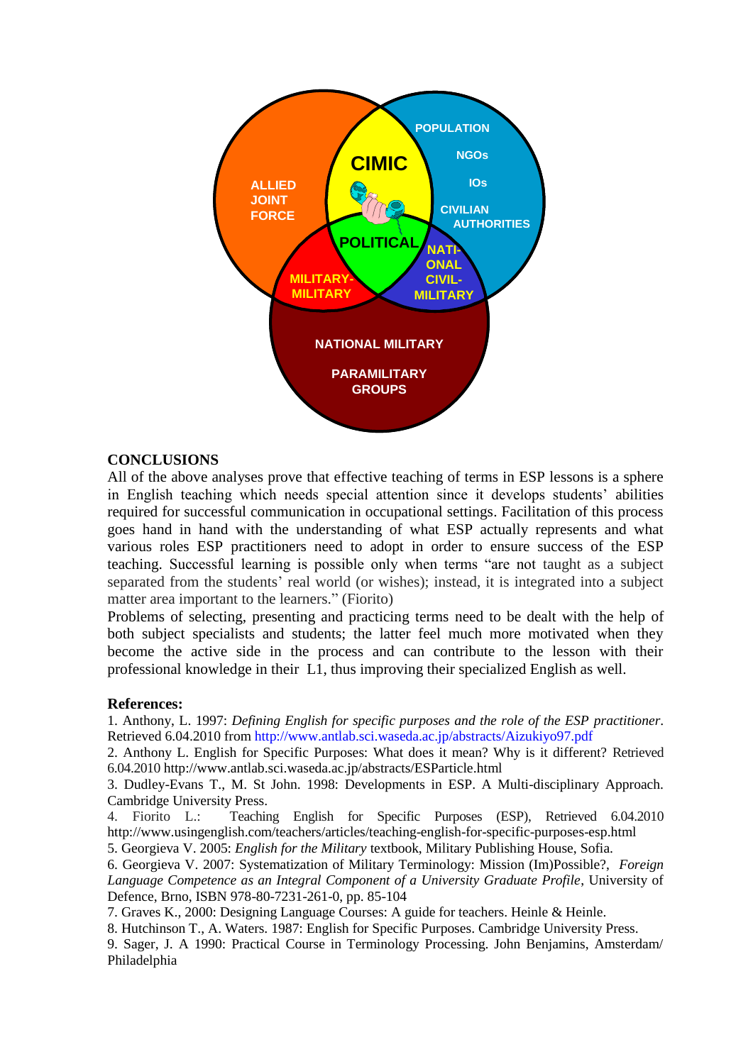## CONCLUSIONS

All of the above analyses prove that effective teaching of terms in ESP lessons is a sphere in English teaching which needs special attention since it develops students' abilities required for successful communication in occupational settings. Facilitation of this process goes hand in hand with the understanding of what ESP actually represents and what various roles ESP practitioners need to adopt in order to ensure success of the ESP teaching. Successful learning is possible only when terms "are not taught as a subject separated from the students' real world (or wishes); instead, it is integrated into a subject matter area important to the learners." (Fiorito)

Problems of selecting, presenting and practicing terms need to be dealt with the help of both subject specialists and students; the latter feel much more motivated when they become the active side in the process and can contribute to the lesson with their professional knowledge in their L1, thus improving their specialized English as well.

**References:**

1. Anthony, L. 1997: *Defining English for specific purposes and the role of the ESP practitioner*. Retrieved 6.04.2010 from http://www.antlab.sci.waseda.ac.jp/abstracts/Aizukiyo97.pdf
2. Anthony L. English for Specific Purposes: What does it mean? Why is it different? Retrieved 6.04.2010 http://www.antlab.sci.waseda.ac.jp/abstracts/ESParticle.html
3. Dudley-Evans T., M. St John. 1998: Developments in ESP. A Multi-disciplinary Approach. Cambridge University Press.
4. Fiorito L.: Teaching English for Specific Purposes (ESP), Retrieved 6.04.2010 http://www.usingenglish.com/teachers/articles/teaching-english-for-specific-purposes-esp.html
5. Georgieva V. 2005: *English for the Military* textbook, Military Publishing House, Sofia.
6. Georgieva V. 2007: Systematization of Military Terminology: Mission (Im)Possible?, *Foreign Language Competence as an Integral Component of a University Graduate Profile*, University of Defence, Brno, ISBN 978-80-7231-261-0, pp. 85-104
7. Graves K., 2000: Designing Language Courses: A guide for teachers. Heinle & Heinle.
8. Hutchinson T., A. Waters. 1987: English for Specific Purposes. Cambridge University Press.
9. Sager, J. A 1990: Practical Course in Terminology Processing. John Benjamins, Amsterdam/ Philadelphia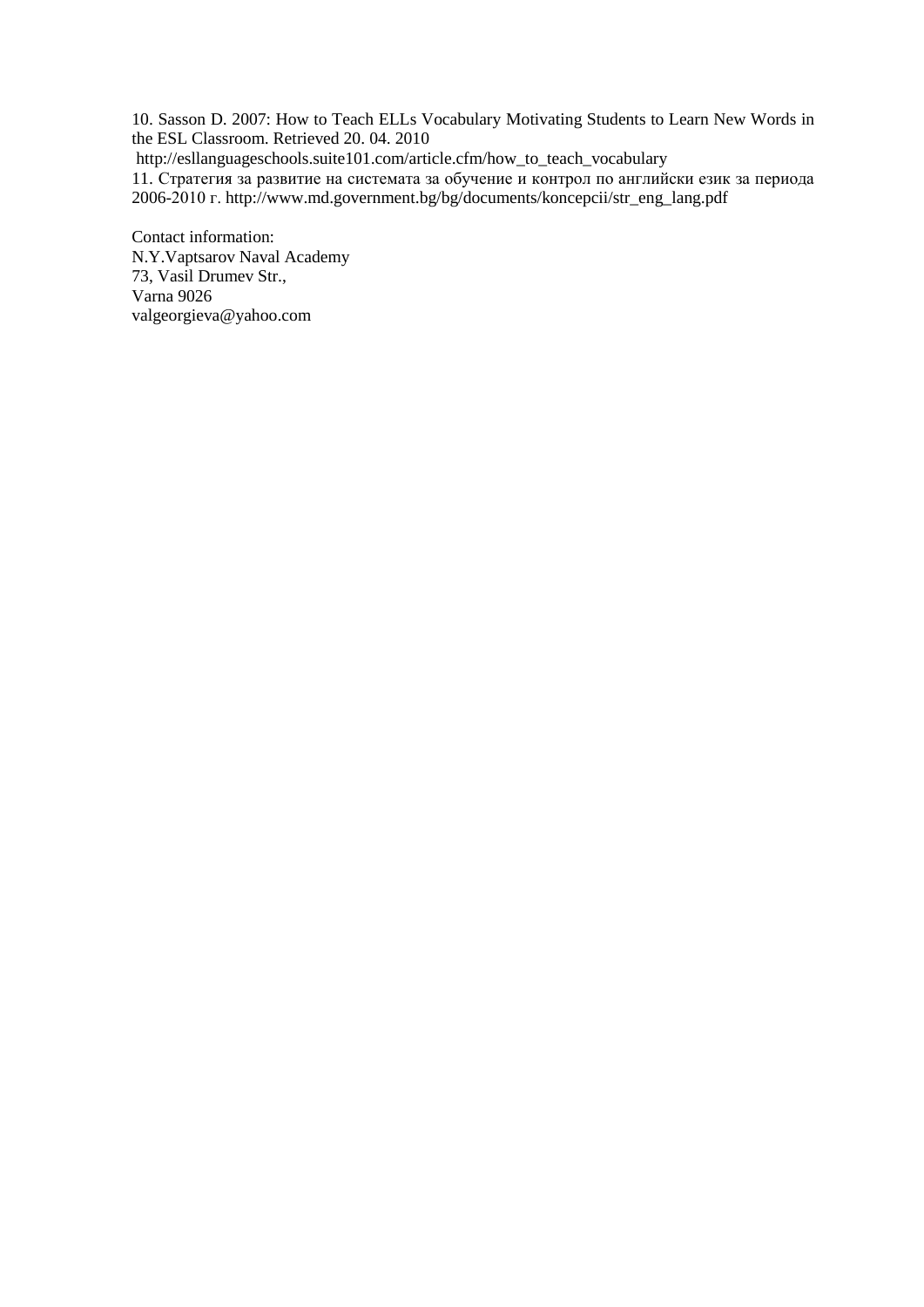10. Sasson D. 2007: How to Teach ELLs Vocabulary Motivating Students to Learn New Words in the ESL Classroom. Retrieved 20. 04. 2010
http://esllanguageschools.suite101.com/article.cfm/how_to_teach_vocabulary
11. Стратегия за развитие на системата за обучение и контрол по английски език за периода 2006-2010 г. http://www.md.government.bg/bg/documents/koncepcii/str_eng_lang.pdf

Contact information:
N.Y.Vaptsarov Naval Academy
73, Vasil Drumev Str.,
Varna 9026
valgeorgieva@yahoo.com